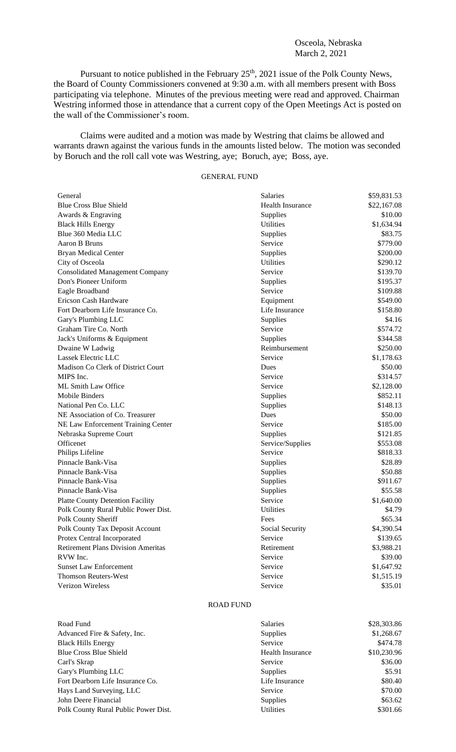Osceola, Nebraska
March 2, 2021

Pursuant to notice published in the February 25th, 2021 issue of the Polk County News, the Board of County Commissioners convened at 9:30 a.m. with all members present with Boss participating via telephone. Minutes of the previous meeting were read and approved. Chairman Westring informed those in attendance that a current copy of the Open Meetings Act is posted on the wall of the Commissioner's room.

Claims were audited and a motion was made by Westring that claims be allowed and warrants drawn against the various funds in the amounts listed below. The motion was seconded by Boruch and the roll call vote was Westring, aye; Boruch, aye; Boss, aye.

GENERAL FUND

| | | |
|---|---|---|
| General | Salaries | \$59,831.53 |
| Blue Cross Blue Shield | Health Insurance | \$22,167.08 |
| Awards & Engraving | Supplies | \$10.00 |
| Black Hills Energy | Utilities | \$1,634.94 |
| Blue 360 Media LLC | Supplies | \$83.75 |
| Aaron B Bruns | Service | \$779.00 |
| Bryan Medical Center | Supplies | \$200.00 |
| City of Osceola | Utilities | \$290.12 |
| Consolidated Management Company | Service | \$139.70 |
| Don's Pioneer Uniform | Supplies | \$195.37 |
| Eagle Broadband | Service | \$109.88 |
| Ericson Cash Hardware | Equipment | \$549.00 |
| Fort Dearborn Life Insurance Co. | Life Insurance | \$158.80 |
| Gary's Plumbing LLC | Supplies | \$4.16 |
| Graham Tire Co. North | Service | \$574.72 |
| Jack's Uniforms & Equipment | Supplies | \$344.58 |
| Dwaine W Ladwig | Reimbursement | \$250.00 |
| Lassek Electric LLC | Service | \$1,178.63 |
| Madison Co Clerk of District Court | Dues | \$50.00 |
| MIPS Inc. | Service | \$314.57 |
| ML Smith Law Office | Service | \$2,128.00 |
| Mobile Binders | Supplies | \$852.11 |
| National Pen Co. LLC | Supplies | \$148.13 |
| NE Association of Co. Treasurer | Dues | \$50.00 |
| NE Law Enforcement Training Center | Service | \$185.00 |
| Nebraska Supreme Court | Supplies | \$121.85 |
| Officenet | Service/Supplies | \$553.08 |
| Philips Lifeline | Service | \$818.33 |
| Pinnacle Bank-Visa | Supplies | \$28.89 |
| Pinnacle Bank-Visa | Supplies | \$50.88 |
| Pinnacle Bank-Visa | Supplies | \$911.67 |
| Pinnacle Bank-Visa | Supplies | \$55.58 |
| Platte County Detention Facility | Service | \$1,640.00 |
| Polk County Rural Public Power Dist. | Utilities | \$4.79 |
| Polk County Sheriff | Fees | \$65.34 |
| Polk County Tax Deposit Account | Social Security | \$4,390.54 |
| Protex Central Incorporated | Service | \$139.65 |
| Retirement Plans Division Ameritas | Retirement | \$3,988.21 |
| RVW Inc. | Service | \$39.00 |
| Sunset Law Enforcement | Service | \$1,647.92 |
| Thomson Reuters-West | Service | \$1,515.19 |
| Verizon Wireless | Service | \$35.01 |

ROAD FUND

| | | |
|---|---|---|
| Road Fund | Salaries | \$28,303.86 |
| Advanced Fire & Safety, Inc. | Supplies | \$1,268.67 |
| Black Hills Energy | Service | \$474.78 |
| Blue Cross Blue Shield | Health Insurance | \$10,230.96 |
| Carl's Skrap | Service | \$36.00 |
| Gary's Plumbing LLC | Supplies | \$5.91 |
| Fort Dearborn Life Insurance Co. | Life Insurance | \$80.40 |
| Hays Land Surveying, LLC | Service | \$70.00 |
| John Deere Financial | Supplies | \$63.62 |
| Polk County Rural Public Power Dist. | Utilities | \$301.66 |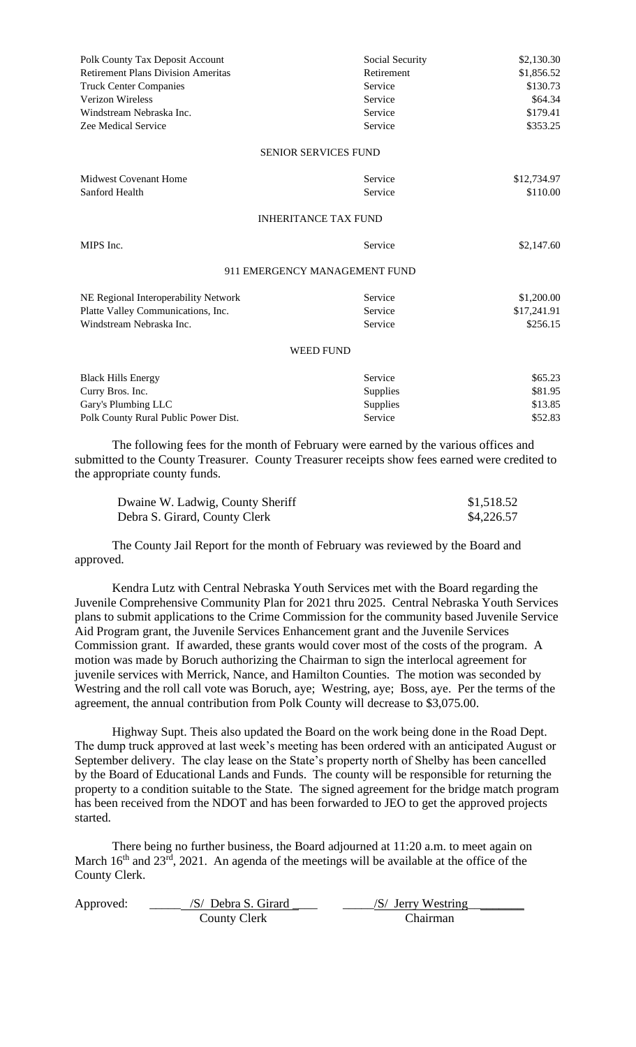| | | |
|---|---|---|
| Polk County Tax Deposit Account | Social Security | $2,130.30 |
| Retirement Plans Division Ameritas | Retirement | $1,856.52 |
| Truck Center Companies | Service | $130.73 |
| Verizon Wireless | Service | $64.34 |
| Windstream Nebraska Inc. | Service | $179.41 |
| Zee Medical Service | Service | $353.25 |

SENIOR SERVICES FUND

| | | |
|---|---|---|
| Midwest Covenant Home | Service | $12,734.97 |
| Sanford Health | Service | $110.00 |

INHERITANCE TAX FUND

| | | |
|---|---|---|
| MIPS Inc. | Service | $2,147.60 |

911 EMERGENCY MANAGEMENT FUND

| | | |
|---|---|---|
| NE Regional Interoperability Network | Service | $1,200.00 |
| Platte Valley Communications, Inc. | Service | $17,241.91 |
| Windstream Nebraska Inc. | Service | $256.15 |

WEED FUND

| | | |
|---|---|---|
| Black Hills Energy | Service | $65.23 |
| Curry Bros. Inc. | Supplies | $81.95 |
| Gary's Plumbing LLC | Supplies | $13.85 |
| Polk County Rural Public Power Dist. | Service | $52.83 |

The following fees for the month of February were earned by the various offices and submitted to the County Treasurer. County Treasurer receipts show fees earned were credited to the appropriate county funds.

| | |
|---|---|
| Dwaine W. Ladwig, County Sheriff | $1,518.52 |
| Debra S. Girard, County Clerk | $4,226.57 |

The County Jail Report for the month of February was reviewed by the Board and approved.

Kendra Lutz with Central Nebraska Youth Services met with the Board regarding the Juvenile Comprehensive Community Plan for 2021 thru 2025. Central Nebraska Youth Services plans to submit applications to the Crime Commission for the community based Juvenile Service Aid Program grant, the Juvenile Services Enhancement grant and the Juvenile Services Commission grant. If awarded, these grants would cover most of the costs of the program. A motion was made by Boruch authorizing the Chairman to sign the interlocal agreement for juvenile services with Merrick, Nance, and Hamilton Counties. The motion was seconded by Westring and the roll call vote was Boruch, aye; Westring, aye; Boss, aye. Per the terms of the agreement, the annual contribution from Polk County will decrease to $3,075.00.

Highway Supt. Theis also updated the Board on the work being done in the Road Dept. The dump truck approved at last week's meeting has been ordered with an anticipated August or September delivery. The clay lease on the State's property north of Shelby has been cancelled by the Board of Educational Lands and Funds. The county will be responsible for returning the property to a condition suitable to the State. The signed agreement for the bridge match program has been received from the NDOT and has been forwarded to JEO to get the approved projects started.

There being no further business, the Board adjourned at 11:20 a.m. to meet again on March 16th and 23rd, 2021. An agenda of the meetings will be available at the office of the County Clerk.

Approved: /S/ Debra S. Girard — County Clerk &nbsp;&nbsp;&nbsp; /S/ Jerry Westring — Chairman